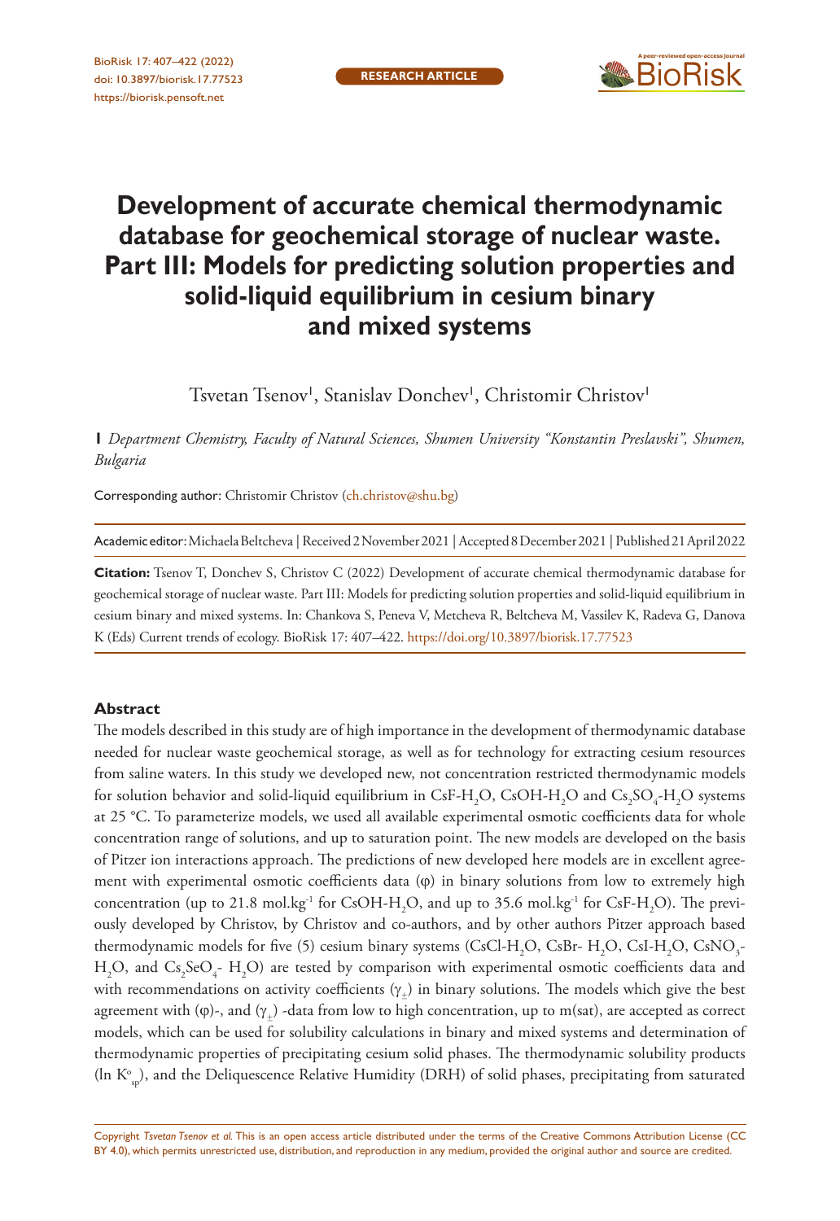RESEARCH ARTICLE

# Development of accurate chemical thermodynamic database for geochemical storage of nuclear waste. Part III: Models for predicting solution properties and solid-liquid equilibrium in cesium binary and mixed systems

Tsvetan Tsenov[1], Stanislav Donchev[1], Christomir Christov[1]

**1** *Department Chemistry, Faculty of Natural Sciences, Shumen University "Konstantin Preslavski", Shumen, Bulgaria*

Corresponding author: Christomir Christov (ch.christov@shu.bg)

Academic editor: Michaela Beltcheva | Received 2 November 2021 | Accepted 8 December 2021 | Published 21 April 2022

**Citation:** Tsenov T, Donchev S, Christov C (2022) Development of accurate chemical thermodynamic database for geochemical storage of nuclear waste. Part III: Models for predicting solution properties and solid-liquid equilibrium in cesium binary and mixed systems. In: Chankova S, Peneva V, Metcheva R, Beltcheva M, Vassilev K, Radeva G, Danova K (Eds) Current trends of ecology. BioRisk 17: 407–422. https://doi.org/10.3897/biorisk.17.77523

## Abstract

The models described in this study are of high importance in the development of thermodynamic database needed for nuclear waste geochemical storage, as well as for technology for extracting cesium resources from saline waters. In this study we developed new, not concentration restricted thermodynamic models for solution behavior and solid-liquid equilibrium in $CsF-H_2O$, $CsOH-H_2O$ and $Cs_2SO_4-H_2O$ systems at 25 °C. To parameterize models, we used all available experimental osmotic coefficients data for whole concentration range of solutions, and up to saturation point. The new models are developed on the basis of Pitzer ion interactions approach. The predictions of new developed here models are in excellent agreement with experimental osmotic coefficients data (φ) in binary solutions from low to extremely high concentration (up to 21.8 $mol.kg^{-1}$ for $CsOH-H_2O$, and up to 35.6 $mol.kg^{-1}$ for $CsF-H_2O$). The previously developed by Christov, by Christov and co-authors, and by other authors Pitzer approach based thermodynamic models for five (5) cesium binary systems ($CsCl-H_2O$, $CsBr-H_2O$, $CsI-H_2O$, $CsNO_3-H_2O$, and $Cs_2SeO_4-H_2O$) are tested by comparison with experimental osmotic coefficients data and with recommendations on activity coefficients ($\gamma_{\pm}$) in binary solutions. The models which give the best agreement with (φ)-, and ($\gamma_{\pm}$) -data from low to high concentration, up to m(sat), are accepted as correct models, which can be used for solubility calculations in binary and mixed systems and determination of thermodynamic properties of precipitating cesium solid phases. The thermodynamic solubility products ($\ln K^{o}_{sp}$), and the Deliquescence Relative Humidity (DRH) of solid phases, precipitating from saturated

Copyright *Tsvetan Tsenov et al.* This is an open access article distributed under the terms of the Creative Commons Attribution License (CC BY 4.0), which permits unrestricted use, distribution, and reproduction in any medium, provided the original author and source are credited.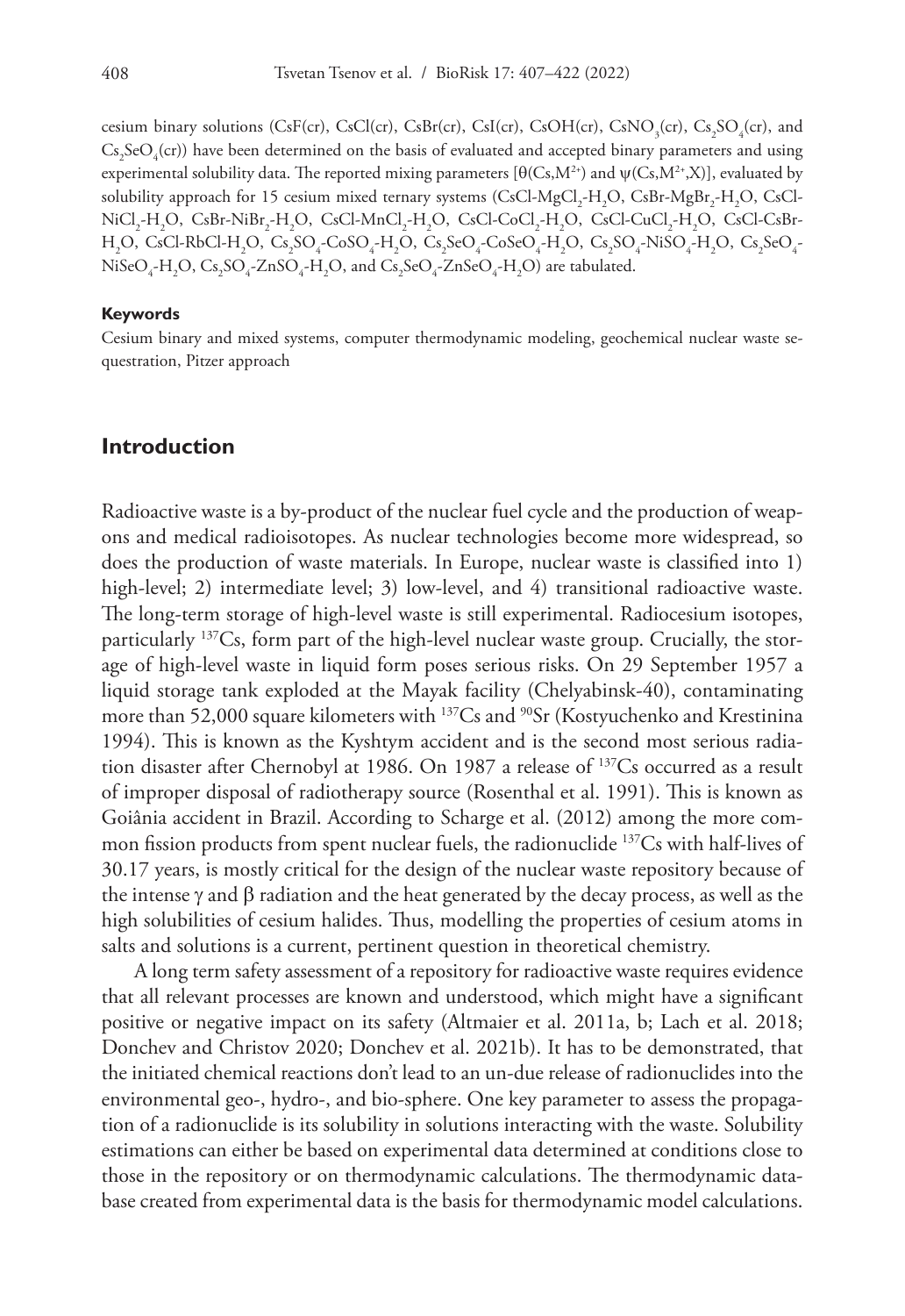cesium binary solutions ($CsF(cr)$, $CsCl(cr)$, $CsBr(cr)$, $CsI(cr)$, $CsOH(cr)$, $CsNO_3(cr)$, $Cs_2SO_4(cr)$, and $Cs_2SeO_4(cr)$) have been determined on the basis of evaluated and accepted binary parameters and using experimental solubility data. The reported mixing parameters [$\theta(Cs,M^{2+})$ and $\psi(Cs,M^{2+},X)$], evaluated by solubility approach for 15 cesium mixed ternary systems ($CsCl$-$MgCl_2$-$H_2O$, $CsBr$-$MgBr_2$-$H_2O$, $CsCl$-$NiCl_2$-$H_2O$, $CsBr$-$NiBr_2$-$H_2O$, $CsCl$-$MnCl_2$-$H_2O$, $CsCl$-$CoCl_2$-$H_2O$, $CsCl$-$CuCl_2$-$H_2O$, $CsCl$-$CsBr$-$H_2O$, $CsCl$-$RbCl$-$H_2O$, $Cs_2SO_4$-$CoSO_4$-$H_2O$, $Cs_2SeO_4$-$CoSeO_4$-$H_2O$, $Cs_2SO_4$-$NiSO_4$-$H_2O$, $Cs_2SeO_4$-$NiSeO_4$-$H_2O$, $Cs_2SO_4$-$ZnSO_4$-$H_2O$, and $Cs_2SeO_4$-$ZnSeO_4$-$H_2O$) are tabulated.

#### Keywords

Cesium binary and mixed systems, computer thermodynamic modeling, geochemical nuclear waste sequestration, Pitzer approach

## Introduction

Radioactive waste is a by-product of the nuclear fuel cycle and the production of weapons and medical radioisotopes. As nuclear technologies become more widespread, so does the production of waste materials. In Europe, nuclear waste is classified into 1) high-level; 2) intermediate level; 3) low-level, and 4) transitional radioactive waste. The long-term storage of high-level waste is still experimental. Radiocesium isotopes, particularly $^{137}Cs$, form part of the high-level nuclear waste group. Crucially, the storage of high-level waste in liquid form poses serious risks. On 29 September 1957 a liquid storage tank exploded at the Mayak facility (Chelyabinsk-40), contaminating more than 52,000 square kilometers with $^{137}Cs$ and $^{90}Sr$ (Kostyuchenko and Krestinina 1994). This is known as the Kyshtym accident and is the second most serious radiation disaster after Chernobyl at 1986. On 1987 a release of $^{137}Cs$ occurred as a result of improper disposal of radiotherapy source (Rosenthal et al. 1991). This is known as Goiânia accident in Brazil. According to Scharge et al. (2012) among the more common fission products from spent nuclear fuels, the radionuclide $^{137}Cs$ with half-lives of 30.17 years, is mostly critical for the design of the nuclear waste repository because of the intense $\gamma$ and $\beta$ radiation and the heat generated by the decay process, as well as the high solubilities of cesium halides. Thus, modelling the properties of cesium atoms in salts and solutions is a current, pertinent question in theoretical chemistry.

A long term safety assessment of a repository for radioactive waste requires evidence that all relevant processes are known and understood, which might have a significant positive or negative impact on its safety (Altmaier et al. 2011a, b; Lach et al. 2018; Donchev and Christov 2020; Donchev et al. 2021b). It has to be demonstrated, that the initiated chemical reactions don't lead to an un-due release of radionuclides into the environmental geo-, hydro-, and bio-sphere. One key parameter to assess the propagation of a radionuclide is its solubility in solutions interacting with the waste. Solubility estimations can either be based on experimental data determined at conditions close to those in the repository or on thermodynamic calculations. The thermodynamic database created from experimental data is the basis for thermodynamic model calculations.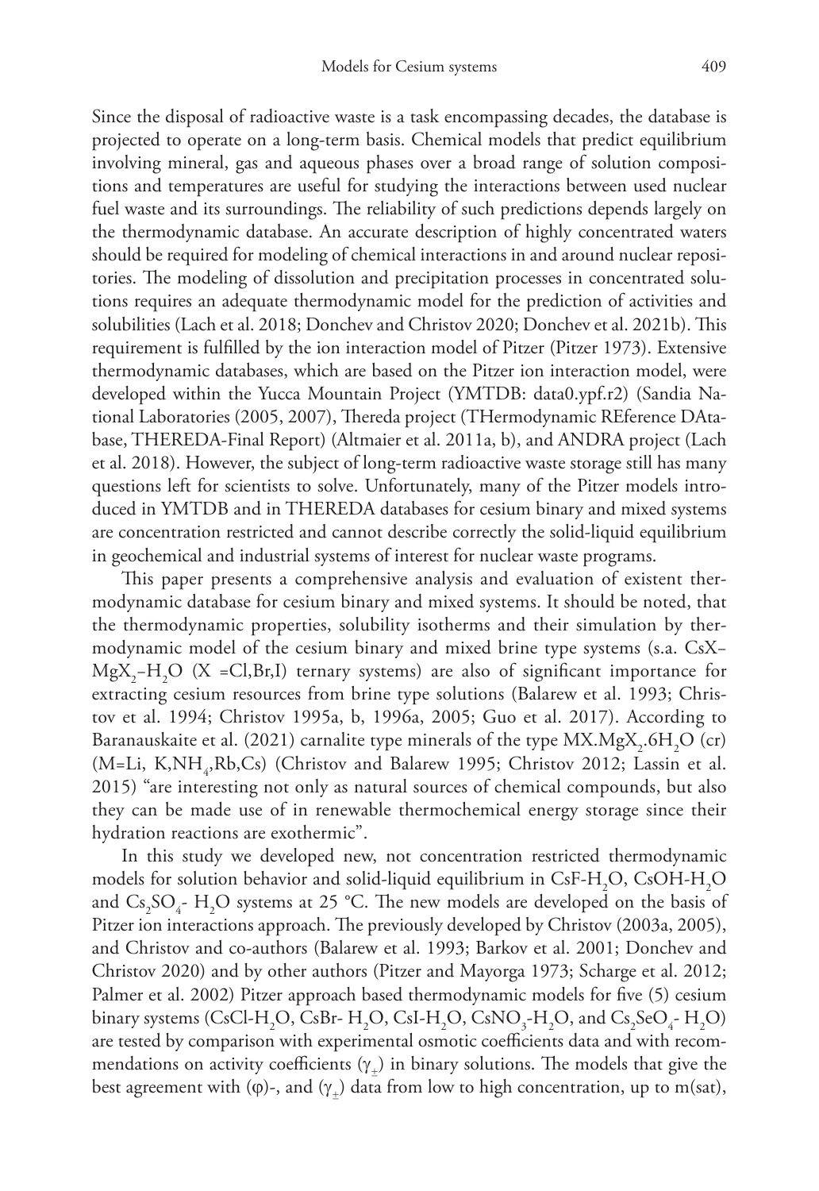Since the disposal of radioactive waste is a task encompassing decades, the database is projected to operate on a long-term basis. Chemical models that predict equilibrium involving mineral, gas and aqueous phases over a broad range of solution compositions and temperatures are useful for studying the interactions between used nuclear fuel waste and its surroundings. The reliability of such predictions depends largely on the thermodynamic database. An accurate description of highly concentrated waters should be required for modeling of chemical interactions in and around nuclear repositories. The modeling of dissolution and precipitation processes in concentrated solutions requires an adequate thermodynamic model for the prediction of activities and solubilities (Lach et al. 2018; Donchev and Christov 2020; Donchev et al. 2021b). This requirement is fulfilled by the ion interaction model of Pitzer (Pitzer 1973). Extensive thermodynamic databases, which are based on the Pitzer ion interaction model, were developed within the Yucca Mountain Project (YMTDB: data0.ypf.r2) (Sandia National Laboratories (2005, 2007), Thereda project (THermodynamic REference DAtabase, THEREDA-Final Report) (Altmaier et al. 2011a, b), and ANDRA project (Lach et al. 2018). However, the subject of long-term radioactive waste storage still has many questions left for scientists to solve. Unfortunately, many of the Pitzer models introduced in YMTDB and in THEREDA databases for cesium binary and mixed systems are concentration restricted and cannot describe correctly the solid-liquid equilibrium in geochemical and industrial systems of interest for nuclear waste programs.

This paper presents a comprehensive analysis and evaluation of existent thermodynamic database for cesium binary and mixed systems. It should be noted, that the thermodynamic properties, solubility isotherms and their simulation by thermodynamic model of the cesium binary and mixed brine type systems (s.a. $CsX–MgX_2–H_2O$ (X =Cl,Br,I) ternary systems) are also of significant importance for extracting cesium resources from brine type solutions (Balarew et al. 1993; Christov et al. 1994; Christov 1995a, b, 1996a, 2005; Guo et al. 2017). According to Baranauskaite et al. (2021) carnalite type minerals of the type $MX.MgX_2.6H_2O$ (cr) (M=Li, K,$NH_4$,Rb,Cs) (Christov and Balarew 1995; Christov 2012; Lassin et al. 2015) "are interesting not only as natural sources of chemical compounds, but also they can be made use of in renewable thermochemical energy storage since their hydration reactions are exothermic".

In this study we developed new, not concentration restricted thermodynamic models for solution behavior and solid-liquid equilibrium in $CsF$-$H_2O$, $CsOH$-$H_2O$ and $Cs_2SO_4$- $H_2O$ systems at 25 °C. The new models are developed on the basis of Pitzer ion interactions approach. The previously developed by Christov (2003a, 2005), and Christov and co-authors (Balarew et al. 1993; Barkov et al. 2001; Donchev and Christov 2020) and by other authors (Pitzer and Mayorga 1973; Scharge et al. 2012; Palmer et al. 2002) Pitzer approach based thermodynamic models for five (5) cesium binary systems ($CsCl$-$H_2O$, $CsBr$- $H_2O$, $CsI$-$H_2O$, $CsNO_3$-$H_2O$, and $Cs_2SeO_4$- $H_2O$) are tested by comparison with experimental osmotic coefficients data and with recommendations on activity coefficients ($\gamma_\pm$) in binary solutions. The models that give the best agreement with ($\varphi$)-, and ($\gamma_\pm$) data from low to high concentration, up to m(sat),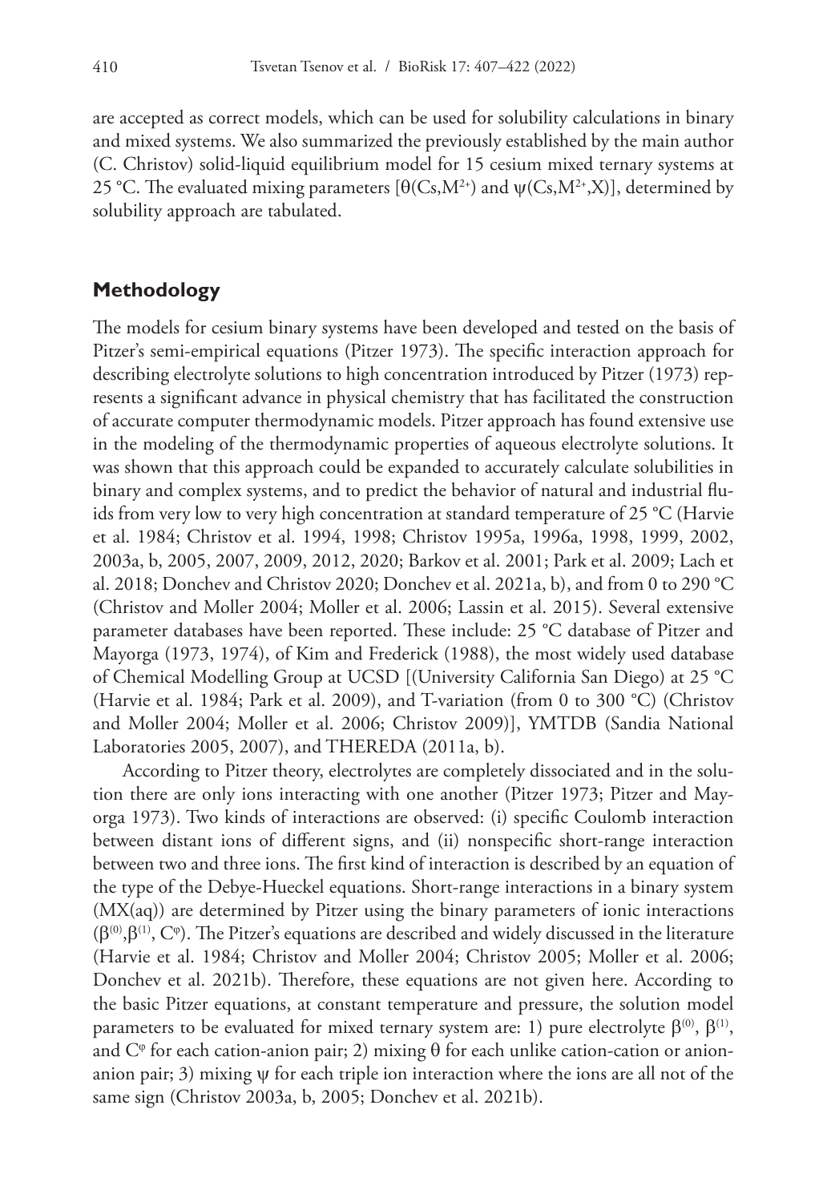are accepted as correct models, which can be used for solubility calculations in binary and mixed systems. We also summarized the previously established by the main author (C. Christov) solid-liquid equilibrium model for 15 cesium mixed ternary systems at 25 °C. The evaluated mixing parameters [$\theta(Cs,M^{2+})$ and $\psi(Cs,M^{2+},X)$], determined by solubility approach are tabulated.

## Methodology

The models for cesium binary systems have been developed and tested on the basis of Pitzer's semi-empirical equations (Pitzer 1973). The specific interaction approach for describing electrolyte solutions to high concentration introduced by Pitzer (1973) represents a significant advance in physical chemistry that has facilitated the construction of accurate computer thermodynamic models. Pitzer approach has found extensive use in the modeling of the thermodynamic properties of aqueous electrolyte solutions. It was shown that this approach could be expanded to accurately calculate solubilities in binary and complex systems, and to predict the behavior of natural and industrial fluids from very low to very high concentration at standard temperature of 25 °C (Harvie et al. 1984; Christov et al. 1994, 1998; Christov 1995a, 1996a, 1998, 1999, 2002, 2003a, b, 2005, 2007, 2009, 2012, 2020; Barkov et al. 2001; Park et al. 2009; Lach et al. 2018; Donchev and Christov 2020; Donchev et al. 2021a, b), and from 0 to 290 °C (Christov and Moller 2004; Moller et al. 2006; Lassin et al. 2015). Several extensive parameter databases have been reported. These include: 25 °C database of Pitzer and Mayorga (1973, 1974), of Kim and Frederick (1988), the most widely used database of Chemical Modelling Group at UCSD [(University California San Diego) at 25 °C (Harvie et al. 1984; Park et al. 2009), and T-variation (from 0 to 300 °C) (Christov and Moller 2004; Moller et al. 2006; Christov 2009)], YMTDB (Sandia National Laboratories 2005, 2007), and THEREDA (2011a, b).

According to Pitzer theory, electrolytes are completely dissociated and in the solution there are only ions interacting with one another (Pitzer 1973; Pitzer and Mayorga 1973). Two kinds of interactions are observed: (i) specific Coulomb interaction between distant ions of different signs, and (ii) nonspecific short-range interaction between two and three ions. The first kind of interaction is described by an equation of the type of the Debye-Hueckel equations. Short-range interactions in a binary system (MX(aq)) are determined by Pitzer using the binary parameters of ionic interactions ($\beta^{(0)}$,$\beta^{(1)}$, $C^{\varphi}$). The Pitzer's equations are described and widely discussed in the literature (Harvie et al. 1984; Christov and Moller 2004; Christov 2005; Moller et al. 2006; Donchev et al. 2021b). Therefore, these equations are not given here. According to the basic Pitzer equations, at constant temperature and pressure, the solution model parameters to be evaluated for mixed ternary system are: 1) pure electrolyte $\beta^{(0)}$, $\beta^{(1)}$, and $C^{\varphi}$ for each cation-anion pair; 2) mixing $\theta$ for each unlike cation-cation or anion-anion pair; 3) mixing $\psi$ for each triple ion interaction where the ions are all not of the same sign (Christov 2003a, b, 2005; Donchev et al. 2021b).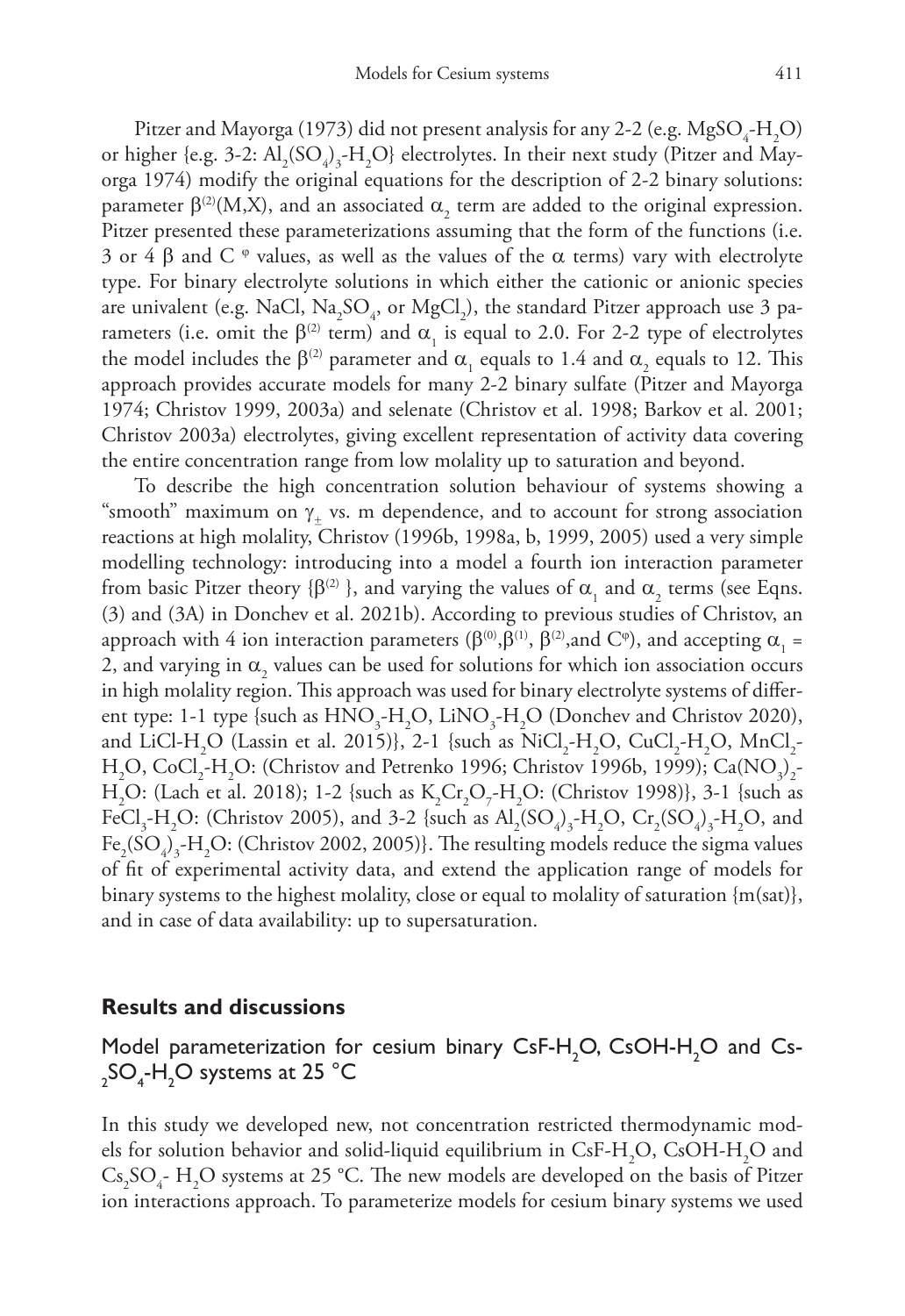Pitzer and Mayorga (1973) did not present analysis for any 2-2 (e.g. $MgSO_4$-$H_2O$) or higher {e.g. 3-2: $Al_2(SO_4)_3$-$H_2O$} electrolytes. In their next study (Pitzer and Mayorga 1974) modify the original equations for the description of 2-2 binary solutions: parameter $\beta^{(2)}(M,X)$, and an associated $\alpha_2$ term are added to the original expression. Pitzer presented these parameterizations assuming that the form of the functions (i.e. 3 or 4 $\beta$ and $C^{\varphi}$ values, as well as the values of the $\alpha$ terms) vary with electrolyte type. For binary electrolyte solutions in which either the cationic or anionic species are univalent (e.g. NaCl, $Na_2SO_4$, or $MgCl_2$), the standard Pitzer approach use 3 parameters (i.e. omit the $\beta^{(2)}$ term) and $\alpha_1$ is equal to 2.0. For 2-2 type of electrolytes the model includes the $\beta^{(2)}$ parameter and $\alpha_1$ equals to 1.4 and $\alpha_2$ equals to 12. This approach provides accurate models for many 2-2 binary sulfate (Pitzer and Mayorga 1974; Christov 1999, 2003a) and selenate (Christov et al. 1998; Barkov et al. 2001; Christov 2003a) electrolytes, giving excellent representation of activity data covering the entire concentration range from low molality up to saturation and beyond.

To describe the high concentration solution behaviour of systems showing a "smooth" maximum on $\gamma_{\pm}$ vs. m dependence, and to account for strong association reactions at high molality, Christov (1996b, 1998a, b, 1999, 2005) used a very simple modelling technology: introducing into a model a fourth ion interaction parameter from basic Pitzer theory {$\beta^{(2)}$ }, and varying the values of $\alpha_1$ and $\alpha_2$ terms (see Eqns. (3) and (3A) in Donchev et al. 2021b). According to previous studies of Christov, an approach with 4 ion interaction parameters ($\beta^{(0)}$,$\beta^{(1)}$, $\beta^{(2)}$,and $C^{\varphi}$), and accepting $\alpha_1$ = 2, and varying in $\alpha_2$ values can be used for solutions for which ion association occurs in high molality region. This approach was used for binary electrolyte systems of different type: 1-1 type {such as $HNO_3$-$H_2O$, $LiNO_3$-$H_2O$ (Donchev and Christov 2020), and LiCl-$H_2O$ (Lassin et al. 2015)}, 2-1 {such as $NiCl_2$-$H_2O$, $CuCl_2$-$H_2O$, $MnCl_2$-$H_2O$, $CoCl_2$-$H_2O$: (Christov and Petrenko 1996; Christov 1996b, 1999); $Ca(NO_3)_2$-$H_2O$: (Lach et al. 2018); 1-2 {such as $K_2Cr_2O_7$-$H_2O$: (Christov 1998)}, 3-1 {such as $FeCl_3$-$H_2O$: (Christov 2005), and 3-2 {such as $Al_2(SO_4)_3$-$H_2O$, $Cr_2(SO_4)_3$-$H_2O$, and $Fe_2(SO_4)_3$-$H_2O$: (Christov 2002, 2005)}. The resulting models reduce the sigma values of fit of experimental activity data, and extend the application range of models for binary systems to the highest molality, close or equal to molality of saturation {m(sat)}, and in case of data availability: up to supersaturation.

## Results and discussions

### Model parameterization for cesium binary CsF-$H_2O$, CsOH-$H_2O$ and $Cs_2SO_4$-$H_2O$ systems at 25 °C

In this study we developed new, not concentration restricted thermodynamic models for solution behavior and solid-liquid equilibrium in CsF-$H_2O$, CsOH-$H_2O$ and $Cs_2SO_4$- $H_2O$ systems at 25 °C. The new models are developed on the basis of Pitzer ion interactions approach. To parameterize models for cesium binary systems we used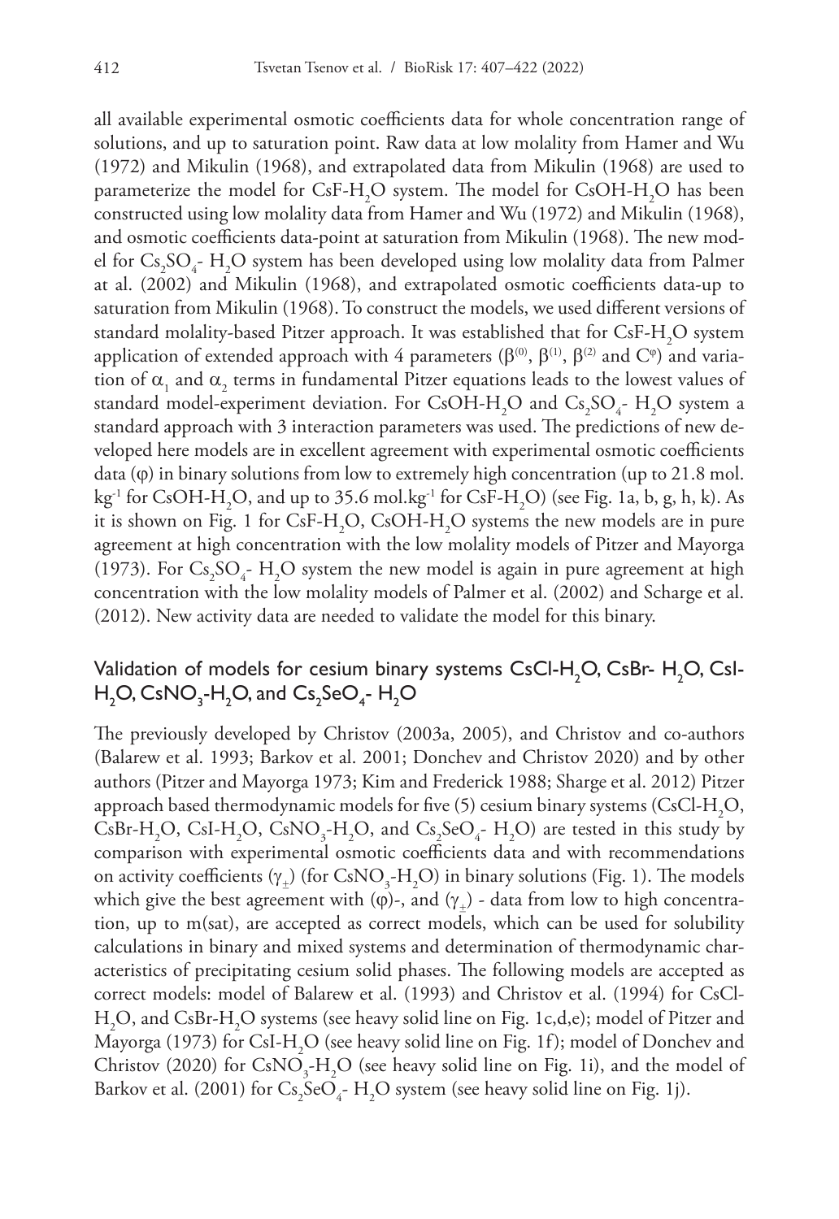all available experimental osmotic coefficients data for whole concentration range of solutions, and up to saturation point. Raw data at low molality from Hamer and Wu (1972) and Mikulin (1968), and extrapolated data from Mikulin (1968) are used to parameterize the model for $CsF-H_2O$ system. The model for $CsOH-H_2O$ has been constructed using low molality data from Hamer and Wu (1972) and Mikulin (1968), and osmotic coefficients data-point at saturation from Mikulin (1968). The new model for $Cs_2SO_4$- $H_2O$ system has been developed using low molality data from Palmer at al. (2002) and Mikulin (1968), and extrapolated osmotic coefficients data-up to saturation from Mikulin (1968). To construct the models, we used different versions of standard molality-based Pitzer approach. It was established that for $CsF-H_2O$ system application of extended approach with 4 parameters ($\beta^{(0)}$, $\beta^{(1)}$, $\beta^{(2)}$ and $C^{\varphi}$) and variation of $\alpha_1$ and $\alpha_2$ terms in fundamental Pitzer equations leads to the lowest values of standard model-experiment deviation. For $CsOH-H_2O$ and $Cs_2SO_4$- $H_2O$ system a standard approach with 3 interaction parameters was used. The predictions of new developed here models are in excellent agreement with experimental osmotic coefficients data ($\varphi$) in binary solutions from low to extremely high concentration (up to 21.8 mol. $kg^{-1}$ for $CsOH-H_2O$, and up to 35.6 mol.$kg^{-1}$ for $CsF-H_2O$) (see Fig. 1a, b, g, h, k). As it is shown on Fig. 1 for $CsF-H_2O$, $CsOH-H_2O$ systems the new models are in pure agreement at high concentration with the low molality models of Pitzer and Mayorga (1973). For $Cs_2SO_4$- $H_2O$ system the new model is again in pure agreement at high concentration with the low molality models of Palmer et al. (2002) and Scharge et al. (2012). New activity data are needed to validate the model for this binary.

## Validation of models for cesium binary systems $CsCl-H_2O$, $CsBr$- $H_2O$, $CsI-H_2O$, $CsNO_3-H_2O$, and $Cs_2SeO_4$- $H_2O$

The previously developed by Christov (2003a, 2005), and Christov and co-authors (Balarew et al. 1993; Barkov et al. 2001; Donchev and Christov 2020) and by other authors (Pitzer and Mayorga 1973; Kim and Frederick 1988; Sharge et al. 2012) Pitzer approach based thermodynamic models for five (5) cesium binary systems ($CsCl-H_2O$, $CsBr-H_2O$, $CsI-H_2O$, $CsNO_3-H_2O$, and $Cs_2SeO_4$- $H_2O$) are tested in this study by comparison with experimental osmotic coefficients data and with recommendations on activity coefficients ($\gamma_{\pm}$) (for $CsNO_3-H_2O$) in binary solutions (Fig. 1). The models which give the best agreement with ($\varphi$)-, and ($\gamma_{\pm}$) - data from low to high concentration, up to m(sat), are accepted as correct models, which can be used for solubility calculations in binary and mixed systems and determination of thermodynamic characteristics of precipitating cesium solid phases. The following models are accepted as correct models: model of Balarew et al. (1993) and Christov et al. (1994) for $CsCl-H_2O$, and $CsBr-H_2O$ systems (see heavy solid line on Fig. 1c,d,e); model of Pitzer and Mayorga (1973) for $CsI-H_2O$ (see heavy solid line on Fig. 1f); model of Donchev and Christov (2020) for $CsNO_3-H_2O$ (see heavy solid line on Fig. 1i), and the model of Barkov et al. (2001) for $Cs_2SeO_4$- $H_2O$ system (see heavy solid line on Fig. 1j).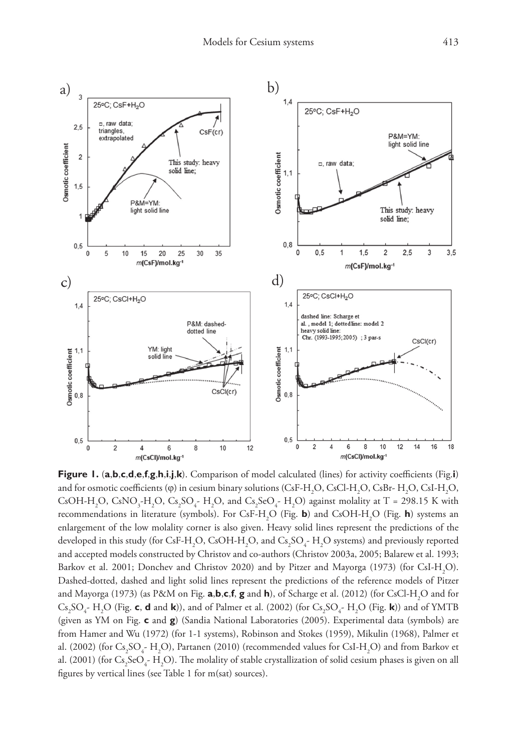**Figure 1.** (**a**,**b**,**c**,**d**,**e**,**f**,**g**,**h**,**i**,**j**,**k**). Comparison of model calculated (lines) for activity coefficients (Fig.**i**) and for osmotic coefficients (φ) in cesium binary solutions ($CsF$-$H_2O$, $CsCl$-$H_2O$, $CsBr$- $H_2O$, $CsI$-$H_2O$, $CsOH$-$H_2O$, $CsNO_3$-$H_2O$, $Cs_2SO_4$- $H_2O$, and $Cs_2SeO_4$- $H_2O$) against molality at T = 298.15 K with recommendations in literature (symbols). For $CsF$-$H_2O$ (Fig. **b**) and $CsOH$-$H_2O$ (Fig. **h**) systems an enlargement of the low molality corner is also given. Heavy solid lines represent the predictions of the developed in this study (for $CsF$-$H_2O$, $CsOH$-$H_2O$, and $Cs_2SO_4$- $H_2O$ systems) and previously reported and accepted models constructed by Christov and co-authors (Christov 2003a, 2005; Balarew et al. 1993; Barkov et al. 2001; Donchev and Christov 2020) and by Pitzer and Mayorga (1973) (for $CsI$-$H_2O$). Dashed-dotted, dashed and light solid lines represent the predictions of the reference models of Pitzer and Mayorga (1973) (as P&M on Fig. **a**,**b**,**c**,**f**, **g** and **h**), of Scharge et al. (2012) (for $CsCl$-$H_2O$ and for $Cs_2SO_4$- $H_2O$ (Fig. **c**, **d** and **k**)), and of Palmer et al. (2002) (for $Cs_2SO_4$- $H_2O$ (Fig. **k**)) and of YMTB (given as YM on Fig. **c** and **g**) (Sandia National Laboratories (2005). Experimental data (symbols) are from Hamer and Wu (1972) (for 1-1 systems), Robinson and Stokes (1959), Mikulin (1968), Palmer et al. (2002) (for $Cs_2SO_4$- $H_2O$), Partanen (2010) (recommended values for $CsI$-$H_2O$) and from Barkov et al. (2001) (for $Cs_2SeO_4$- $H_2O$). The molality of stable crystallization of solid cesium phases is given on all figures by vertical lines (see Table 1 for m(sat) sources).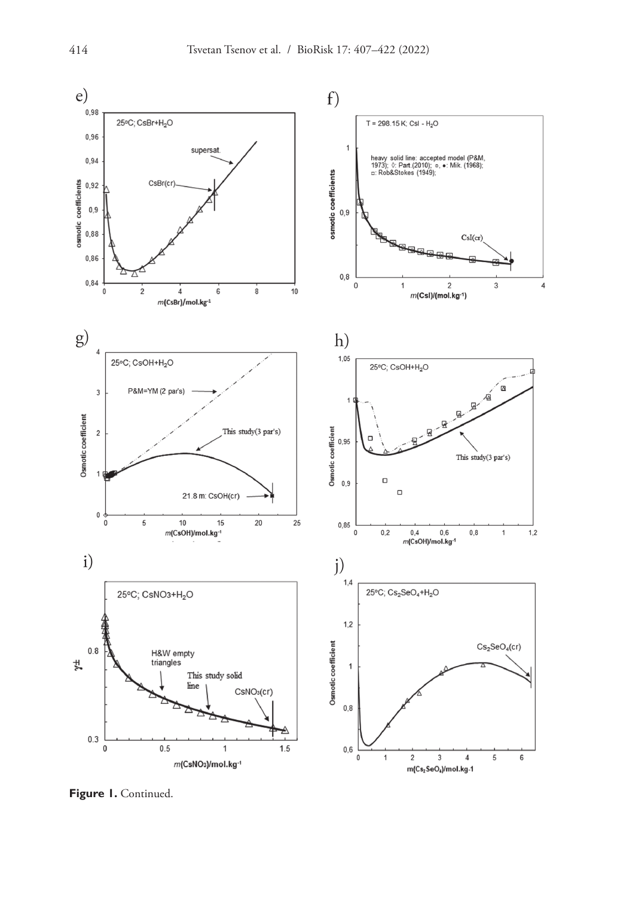**Figure 1.** Continued.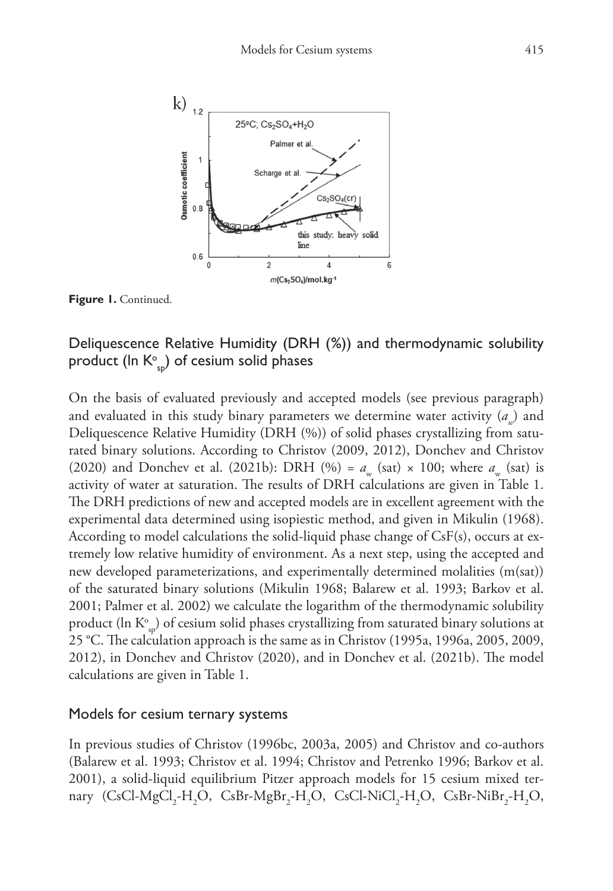**Figure 1.** Continued.

## Deliquescence Relative Humidity (DRH (%)) and thermodynamic solubility product (ln $K^o_{sp}$) of cesium solid phases

On the basis of evaluated previously and accepted models (see previous paragraph) and evaluated in this study binary parameters we determine water activity ($a_w$) and Deliquescence Relative Humidity (DRH (%)) of solid phases crystallizing from saturated binary solutions. According to Christov (2009, 2012), Donchev and Christov (2020) and Donchev et al. (2021b): DRH (%) = $a_w$ (sat) × 100; where $a_w$ (sat) is activity of water at saturation. The results of DRH calculations are given in Table 1. The DRH predictions of new and accepted models are in excellent agreement with the experimental data determined using isopiestic method, and given in Mikulin (1968). According to model calculations the solid-liquid phase change of CsF(s), occurs at extremely low relative humidity of environment. As a next step, using the accepted and new developed parameterizations, and experimentally determined molalities (m(sat)) of the saturated binary solutions (Mikulin 1968; Balarew et al. 1993; Barkov et al. 2001; Palmer et al. 2002) we calculate the logarithm of the thermodynamic solubility product (ln $K^o_{sp}$) of cesium solid phases crystallizing from saturated binary solutions at 25 °C. The calculation approach is the same as in Christov (1995a, 1996a, 2005, 2009, 2012), in Donchev and Christov (2020), and in Donchev et al. (2021b). The model calculations are given in Table 1.

## Models for cesium ternary systems

In previous studies of Christov (1996bc, 2003a, 2005) and Christov and co-authors (Balarew et al. 1993; Christov et al. 1994; Christov and Petrenko 1996; Barkov et al. 2001), a solid-liquid equilibrium Pitzer approach models for 15 cesium mixed ternary ($CsCl$-$MgCl_2$-$H_2O$, $CsBr$-$MgBr_2$-$H_2O$, $CsCl$-$NiCl_2$-$H_2O$, $CsBr$-$NiBr_2$-$H_2O$,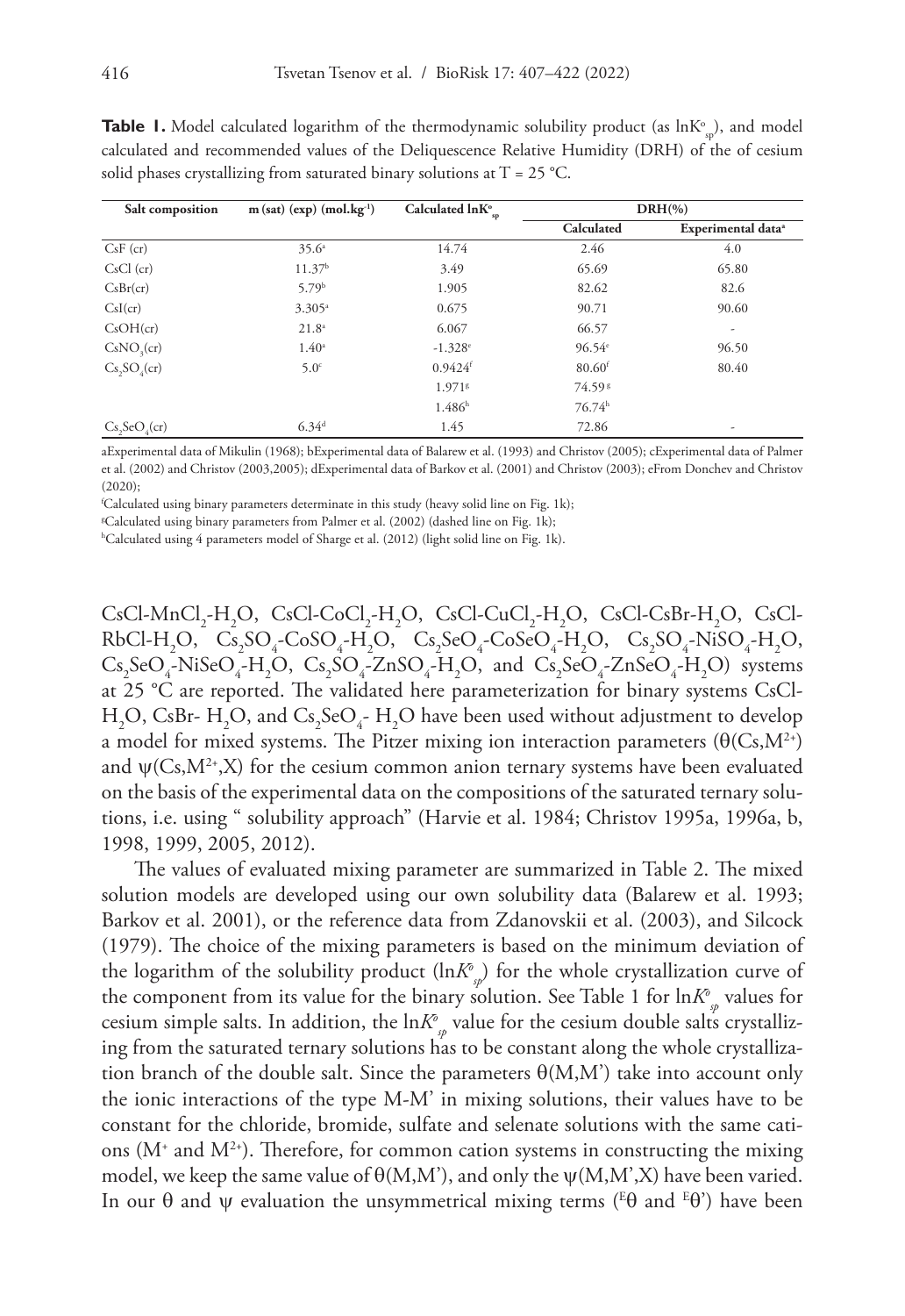**Table 1.** Model calculated logarithm of the thermodynamic solubility product (as $\ln K^o_{sp}$), and model calculated and recommended values of the Deliquescence Relative Humidity (DRH) of the of cesium solid phases crystallizing from saturated binary solutions at T = 25 °C.

| Salt composition | m (sat) (exp) (mol.kg$^{-1}$) | Calculated $\ln K^o_{sp}$ | DRH(%) | |
|---|---|---|---|---|
| | | | Calculated | Experimental data[a] |
| CsF (cr) | 35.6[a] | 14.74 | 2.46 | 4.0 |
| CsCl (cr) | 11.37[b] | 3.49 | 65.69 | 65.80 |
| CsBr(cr) | 5.79[b] | 1.905 | 82.62 | 82.6 |
| CsI(cr) | 3.305[a] | 0.675 | 90.71 | 90.60 |
| CsOH(cr) | 21.8[a] | 6.067 | 66.57 | - |
| $CsNO_3$(cr) | 1.40[a] | -1.328[e] | 96.54[e] | 96.50 |
| $Cs_2SO_4$(cr) | 5.0[c] | 0.9424[f] | 80.60[f] | 80.40 |
| | | 1.971[g] | 74.59[g] | |
| | | 1.486[h] | 76.74[h] | |
| $Cs_2SeO_4$(cr) | 6.34[d] | 1.45 | 72.86 | - |

aExperimental data of Mikulin (1968); bExperimental data of Balarew et al. (1993) and Christov (2005); cExperimental data of Palmer et al. (2002) and Christov (2003,2005); dExperimental data of Barkov et al. (2001) and Christov (2003); eFrom Donchev and Christov (2020);

fCalculated using binary parameters determinate in this study (heavy solid line on Fig. 1k);

gCalculated using binary parameters from Palmer et al. (2002) (dashed line on Fig. 1k);

hCalculated using 4 parameters model of Sharge et al. (2012) (light solid line on Fig. 1k).

$CsCl$-$MnCl_2$-$H_2O$, $CsCl$-$CoCl_2$-$H_2O$, $CsCl$-$CuCl_2$-$H_2O$, $CsCl$-$CsBr$-$H_2O$, $CsCl$-$RbCl$-$H_2O$, $Cs_2SO_4$-$CoSO_4$-$H_2O$, $Cs_2SeO_4$-$CoSeO_4$-$H_2O$, $Cs_2SO_4$-$NiSO_4$-$H_2O$, $Cs_2SeO_4$-$NiSeO_4$-$H_2O$, $Cs_2SO_4$-$ZnSO_4$-$H_2O$, and $Cs_2SeO_4$-$ZnSeO_4$-$H_2O$) systems at 25 °C are reported. The validated here parameterization for binary systems $CsCl$-$H_2O$, $CsBr$- $H_2O$, and $Cs_2SeO_4$- $H_2O$ have been used without adjustment to develop a model for mixed systems. The Pitzer mixing ion interaction parameters ($\theta(Cs,M^{2+})$ and $\psi(Cs,M^{2+},X)$ for the cesium common anion ternary systems have been evaluated on the basis of the experimental data on the compositions of the saturated ternary solutions, i.e. using " solubility approach" (Harvie et al. 1984; Christov 1995a, 1996a, b, 1998, 1999, 2005, 2012).

The values of evaluated mixing parameter are summarized in Table 2. The mixed solution models are developed using our own solubility data (Balarew et al. 1993; Barkov et al. 2001), or the reference data from Zdanovskii et al. (2003), and Silcock (1979). The choice of the mixing parameters is based on the minimum deviation of the logarithm of the solubility product ($\ln K^o_{sp}$) for the whole crystallization curve of the component from its value for the binary solution. See Table 1 for $\ln K^o_{sp}$ values for cesium simple salts. In addition, the $\ln K^o_{sp}$ value for the cesium double salts crystallizing from the saturated ternary solutions has to be constant along the whole crystallization branch of the double salt. Since the parameters $\theta(M,M')$ take into account only the ionic interactions of the type M-M' in mixing solutions, their values have to be constant for the chloride, bromide, sulfate and selenate solutions with the same cations ($M^+$ and $M^{2+}$). Therefore, for common cation systems in constructing the mixing model, we keep the same value of $\theta(M,M')$, and only the $\psi(M,M',X)$ have been varied. In our $\theta$ and $\psi$ evaluation the unsymmetrical mixing terms ($^E\theta$ and $^E\theta'$) have been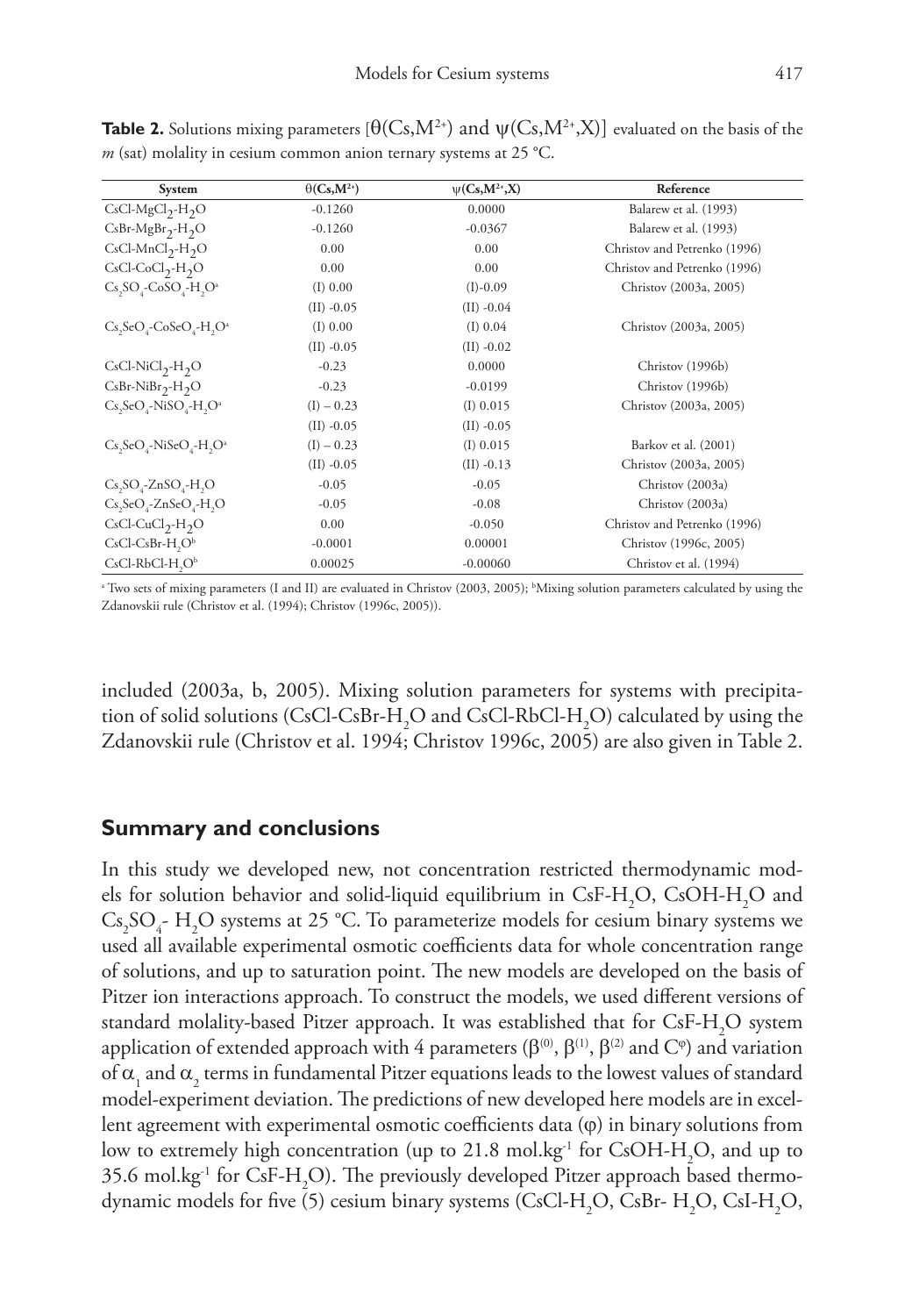**Table 2.** Solutions mixing parameters [$\theta(Cs,M^{2+})$ and $\psi(Cs,M^{2+},X)$] evaluated on the basis of the *m* (sat) molality in cesium common anion ternary systems at 25 °C.

| System | $\theta(Cs,M^{2+})$ | $\psi(Cs,M^{2+},X)$ | Reference |
|---|---|---|---|
| $CsCl$-$MgCl_2$-$H_2O$ | -0.1260 | 0.0000 | Balarew et al. (1993) |
| $CsBr$-$MgBr_2$-$H_2O$ | -0.1260 | -0.0367 | Balarew et al. (1993) |
| $CsCl$-$MnCl_2$-$H_2O$ | 0.00 | 0.00 | Christov and Petrenko (1996) |
| $CsCl$-$CoCl_2$-$H_2O$ | 0.00 | 0.00 | Christov and Petrenko (1996) |
| $Cs_2SO_4$-$CoSO_4$-$H_2O$[a] | (I) 0.00 | (I)-0.09 | Christov (2003a, 2005) |
| | (II) -0.05 | (II) -0.04 | |
| $Cs_2SeO_4$-$CoSeO_4$-$H_2O$[a] | (I) 0.00 | (I) 0.04 | Christov (2003a, 2005) |
| | (II) -0.05 | (II) -0.02 | |
| $CsCl$-$NiCl_2$-$H_2O$ | -0.23 | 0.0000 | Christov (1996b) |
| $CsBr$-$NiBr_2$-$H_2O$ | -0.23 | -0.0199 | Christov (1996b) |
| $Cs_2SeO_4$-$NiSO_4$-$H_2O$[a] | (I) – 0.23 | (I) 0.015 | Christov (2003a, 2005) |
| | (II) -0.05 | (II) -0.05 | |
| $Cs_2SeO_4$-$NiSeO_4$-$H_2O$[a] | (I) – 0.23 | (I) 0.015 | Barkov et al. (2001) |
| | (II) -0.05 | (II) -0.13 | Christov (2003a, 2005) |
| $Cs_2SO_4$-$ZnSO_4$-$H_2O$ | -0.05 | -0.05 | Christov (2003a) |
| $Cs_2SeO_4$-$ZnSeO_4$-$H_2O$ | -0.05 | -0.08 | Christov (2003a) |
| $CsCl$-$CuCl_2$-$H_2O$ | 0.00 | -0.050 | Christov and Petrenko (1996) |
| $CsCl$-$CsBr$-$H_2O$[b] | -0.0001 | 0.00001 | Christov (1996c, 2005) |
| $CsCl$-$RbCl$-$H_2O$[b] | 0.00025 | -0.00060 | Christov et al. (1994) |

[a] Two sets of mixing parameters (I and II) are evaluated in Christov (2003, 2005); [b]Mixing solution parameters calculated by using the Zdanovskii rule (Christov et al. (1994); Christov (1996c, 2005)).

included (2003a, b, 2005). Mixing solution parameters for systems with precipitation of solid solutions ($CsCl$-$CsBr$-$H_2O$ and $CsCl$-$RbCl$-$H_2O$) calculated by using the Zdanovskii rule (Christov et al. 1994; Christov 1996c, 2005) are also given in Table 2.

## Summary and conclusions

In this study we developed new, not concentration restricted thermodynamic models for solution behavior and solid-liquid equilibrium in $CsF$-$H_2O$, $CsOH$-$H_2O$ and $Cs_2SO_4$- $H_2O$ systems at 25 °C. To parameterize models for cesium binary systems we used all available experimental osmotic coefficients data for whole concentration range of solutions, and up to saturation point. The new models are developed on the basis of Pitzer ion interactions approach. To construct the models, we used different versions of standard molality-based Pitzer approach. It was established that for $CsF$-$H_2O$ system application of extended approach with 4 parameters ($\beta^{(0)}$, $\beta^{(1)}$, $\beta^{(2)}$ and $C^{\varphi}$) and variation of $\alpha_1$ and $\alpha_2$ terms in fundamental Pitzer equations leads to the lowest values of standard model-experiment deviation. The predictions of new developed here models are in excellent agreement with experimental osmotic coefficients data ($\varphi$) in binary solutions from low to extremely high concentration (up to 21.8 mol.kg$^{-1}$ for $CsOH$-$H_2O$, and up to 35.6 mol.kg$^{-1}$ for $CsF$-$H_2O$). The previously developed Pitzer approach based thermodynamic models for five (5) cesium binary systems ($CsCl$-$H_2O$, $CsBr$- $H_2O$, $CsI$-$H_2O$,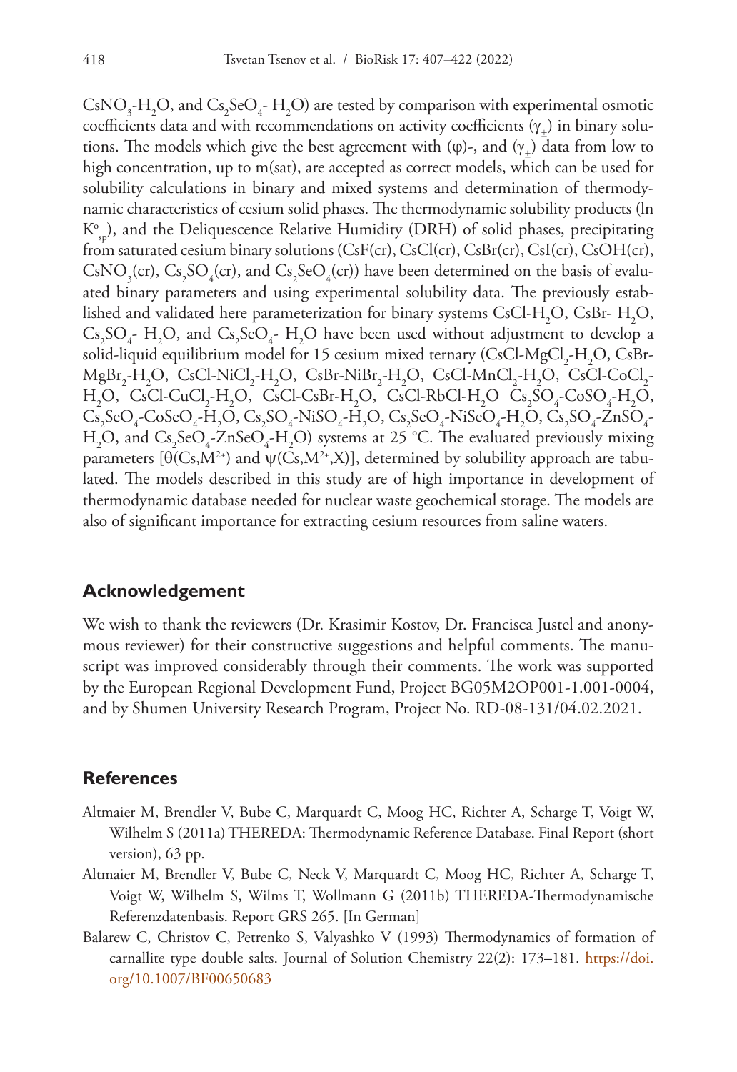$CsNO_3$-$H_2O$, and $Cs_2SeO_4$- $H_2O$) are tested by comparison with experimental osmotic coefficients data and with recommendations on activity coefficients ($\gamma_{\pm}$) in binary solutions. The models which give the best agreement with ($\varphi$)-, and ($\gamma_{\pm}$) data from low to high concentration, up to m(sat), are accepted as correct models, which can be used for solubility calculations in binary and mixed systems and determination of thermodynamic characteristics of cesium solid phases. The thermodynamic solubility products (ln $K^{o}_{sp}$), and the Deliquescence Relative Humidity (DRH) of solid phases, precipitating from saturated cesium binary solutions (CsF(cr), CsCl(cr), CsBr(cr), CsI(cr), CsOH(cr), $CsNO_3$(cr), $Cs_2SO_4$(cr), and $Cs_2SeO_4$(cr)) have been determined on the basis of evaluated binary parameters and using experimental solubility data. The previously established and validated here parameterization for binary systems CsCl-$H_2O$, CsBr- $H_2O$, $Cs_2SO_4$- $H_2O$, and $Cs_2SeO_4$- $H_2O$ have been used without adjustment to develop a solid-liquid equilibrium model for 15 cesium mixed ternary (CsCl-$MgCl_2$-$H_2O$, CsBr-$MgBr_2$-$H_2O$, CsCl-$NiCl_2$-$H_2O$, CsBr-$NiBr_2$-$H_2O$, CsCl-$MnCl_2$-$H_2O$, CsCl-$CoCl_2$-$H_2O$, CsCl-$CuCl_2$-$H_2O$, CsCl-CsBr-$H_2O$, CsCl-RbCl-$H_2O$ $Cs_2SO_4$-$CoSO_4$-$H_2O$, $Cs_2SeO_4$-$CoSeO_4$-$H_2O$, $Cs_2SO_4$-$NiSO_4$-$H_2O$, $Cs_2SeO_4$-$NiSeO_4$-$H_2O$, $Cs_2SO_4$-$ZnSO_4$-$H_2O$, and $Cs_2SeO_4$-$ZnSeO_4$-$H_2O$) systems at 25 °C. The evaluated previously mixing parameters [$\theta(Cs,M^{2+})$ and $\psi(Cs,M^{2+},X)$], determined by solubility approach are tabulated. The models described in this study are of high importance in development of thermodynamic database needed for nuclear waste geochemical storage. The models are also of significant importance for extracting cesium resources from saline waters.

## Acknowledgement

We wish to thank the reviewers (Dr. Krasimir Kostov, Dr. Francisca Justel and anonymous reviewer) for their constructive suggestions and helpful comments. The manuscript was improved considerably through their comments. The work was supported by the European Regional Development Fund, Project BG05M2OP001-1.001-0004, and by Shumen University Research Program, Project No. RD-08-131/04.02.2021.

## References

- Altmaier M, Brendler V, Bube C, Marquardt C, Moog HC, Richter A, Scharge T, Voigt W, Wilhelm S (2011a) THEREDA: Thermodynamic Reference Database. Final Report (short version), 63 pp.
- Altmaier M, Brendler V, Bube C, Neck V, Marquardt C, Moog HC, Richter A, Scharge T, Voigt W, Wilhelm S, Wilms T, Wollmann G (2011b) THEREDA-Thermodynamische Referenzdatenbasis. Report GRS 265. [In German]
- Balarew C, Christov C, Petrenko S, Valyashko V (1993) Thermodynamics of formation of carnallite type double salts. Journal of Solution Chemistry 22(2): 173–181. https://doi.org/10.1007/BF00650683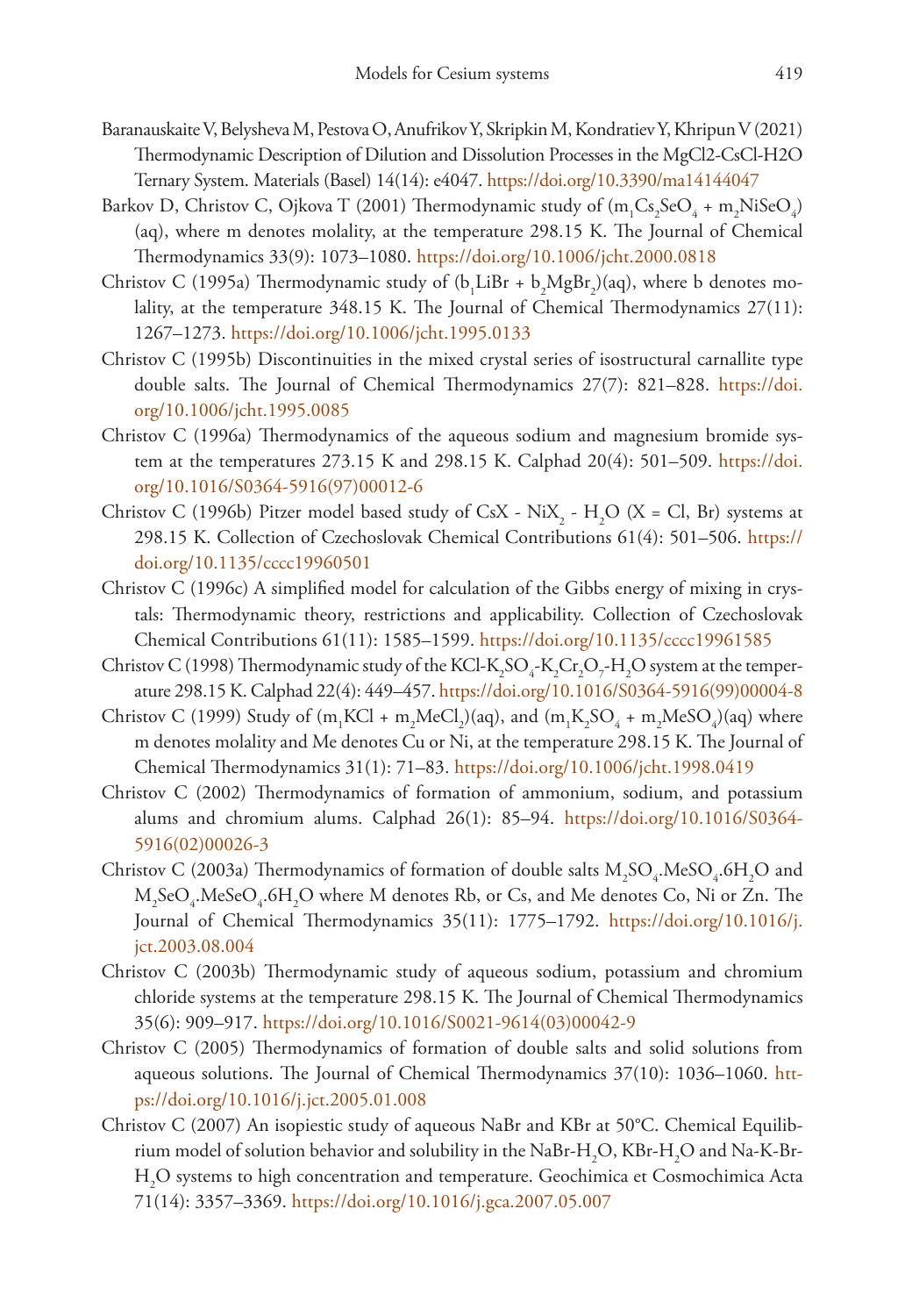Baranauskaite V, Belysheva M, Pestova O, Anufrikov Y, Skripkin M, Kondratiev Y, Khripun V (2021) Thermodynamic Description of Dilution and Dissolution Processes in the MgCl2-CsCl-H2O Ternary System. Materials (Basel) 14(14): e4047. https://doi.org/10.3390/ma14144047

Barkov D, Christov C, Ojkova T (2001) Thermodynamic study of ($m_1Cs_2SeO_4$ + $m_2NiSeO_4$) (aq), where m denotes molality, at the temperature 298.15 K. The Journal of Chemical Thermodynamics 33(9): 1073–1080. https://doi.org/10.1006/jcht.2000.0818

Christov C (1995a) Thermodynamic study of ($b_1LiBr$ + $b_2MgBr_2$)(aq), where b denotes molality, at the temperature 348.15 K. The Journal of Chemical Thermodynamics 27(11): 1267–1273. https://doi.org/10.1006/jcht.1995.0133

Christov C (1995b) Discontinuities in the mixed crystal series of isostructural carnallite type double salts. The Journal of Chemical Thermodynamics 27(7): 821–828. https://doi.org/10.1006/jcht.1995.0085

Christov C (1996a) Thermodynamics of the aqueous sodium and magnesium bromide system at the temperatures 273.15 K and 298.15 K. Calphad 20(4): 501–509. https://doi.org/10.1016/S0364-5916(97)00012-6

Christov C (1996b) Pitzer model based study of CsX - $NiX_2$ - $H_2O$ (X = Cl, Br) systems at 298.15 K. Collection of Czechoslovak Chemical Contributions 61(4): 501–506. https://doi.org/10.1135/cccc19960501

Christov C (1996c) A simplified model for calculation of the Gibbs energy of mixing in crystals: Thermodynamic theory, restrictions and applicability. Collection of Czechoslovak Chemical Contributions 61(11): 1585–1599. https://doi.org/10.1135/cccc19961585

Christov C (1998) Thermodynamic study of the KCl-$K_2SO_4$-$K_2Cr_2O_7$-$H_2O$ system at the temperature 298.15 K. Calphad 22(4): 449–457. https://doi.org/10.1016/S0364-5916(99)00004-8

Christov C (1999) Study of ($m_1KCl$ + $m_2MeCl_2$)(aq), and ($m_1K_2SO_4$ + $m_2MeSO_4$)(aq) where m denotes molality and Me denotes Cu or Ni, at the temperature 298.15 K. The Journal of Chemical Thermodynamics 31(1): 71–83. https://doi.org/10.1006/jcht.1998.0419

Christov C (2002) Thermodynamics of formation of ammonium, sodium, and potassium alums and chromium alums. Calphad 26(1): 85–94. https://doi.org/10.1016/S0364-5916(02)00026-3

Christov C (2003a) Thermodynamics of formation of double salts $M_2SO_4.MeSO_4.6H_2O$ and $M_2SeO_4.MeSeO_4.6H_2O$ where M denotes Rb, or Cs, and Me denotes Co, Ni or Zn. The Journal of Chemical Thermodynamics 35(11): 1775–1792. https://doi.org/10.1016/j.jct.2003.08.004

Christov C (2003b) Thermodynamic study of aqueous sodium, potassium and chromium chloride systems at the temperature 298.15 K. The Journal of Chemical Thermodynamics 35(6): 909–917. https://doi.org/10.1016/S0021-9614(03)00042-9

Christov C (2005) Thermodynamics of formation of double salts and solid solutions from aqueous solutions. The Journal of Chemical Thermodynamics 37(10): 1036–1060. https://doi.org/10.1016/j.jct.2005.01.008

Christov C (2007) An isopiestic study of aqueous NaBr and KBr at 50°C. Chemical Equilibrium model of solution behavior and solubility in the NaBr-$H_2O$, KBr-$H_2O$ and Na-K-Br-$H_2O$ systems to high concentration and temperature. Geochimica et Cosmochimica Acta 71(14): 3357–3369. https://doi.org/10.1016/j.gca.2007.05.007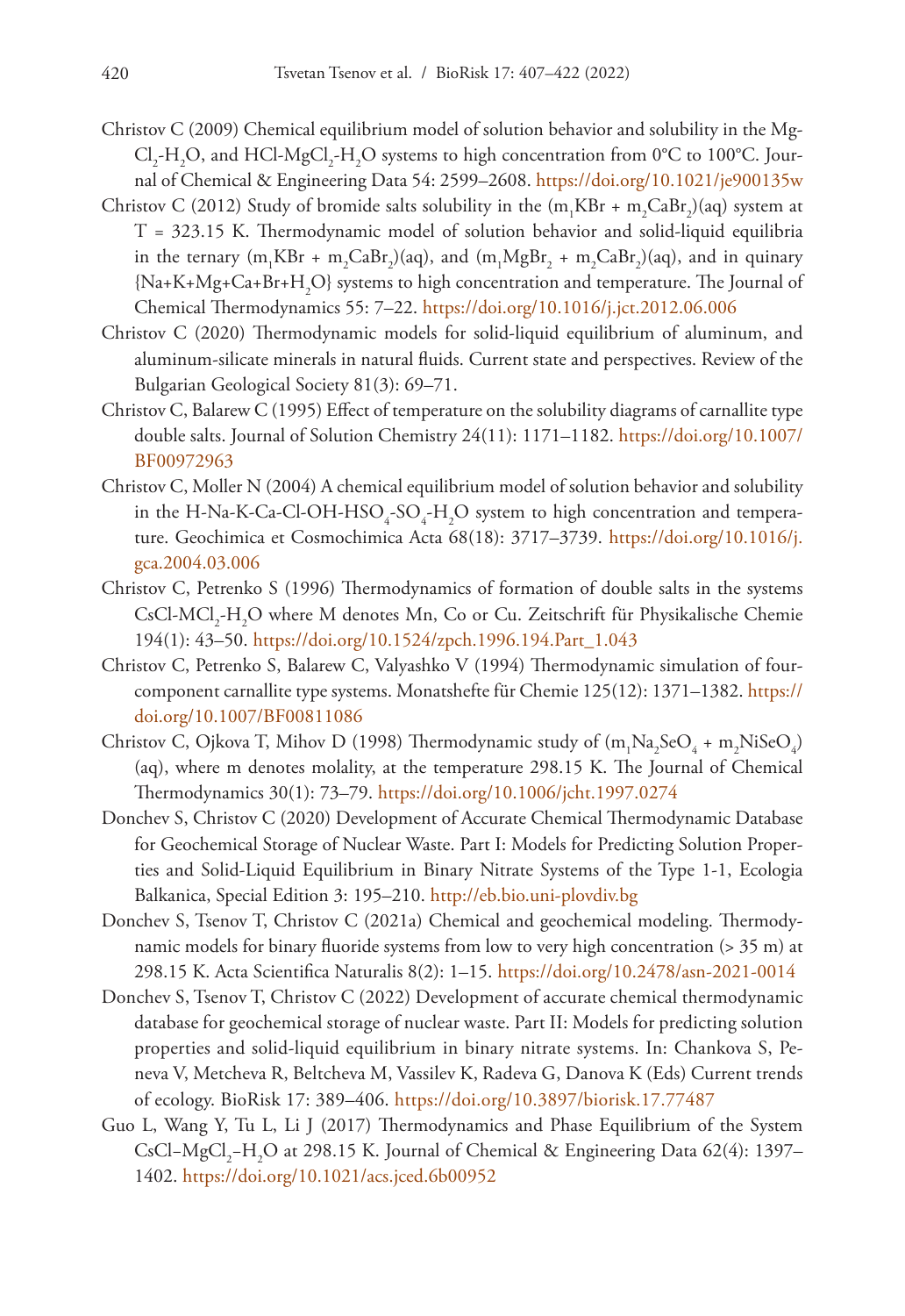Christov C (2009) Chemical equilibrium model of solution behavior and solubility in the $MgCl_2$-$H_2O$, and HCl-$MgCl_2$-$H_2O$ systems to high concentration from 0°C to 100°C. Journal of Chemical & Engineering Data 54: 2599–2608. https://doi.org/10.1021/je900135w

Christov C (2012) Study of bromide salts solubility in the ($m_1$KBr + $m_2CaBr_2$)(aq) system at T = 323.15 K. Thermodynamic model of solution behavior and solid-liquid equilibria in the ternary ($m_1$KBr + $m_2CaBr_2$)(aq), and ($m_1MgBr_2$ + $m_2CaBr_2$)(aq), and in quinary {Na+K+Mg+Ca+Br+$H_2O$} systems to high concentration and temperature. The Journal of Chemical Thermodynamics 55: 7–22. https://doi.org/10.1016/j.jct.2012.06.006

Christov C (2020) Thermodynamic models for solid-liquid equilibrium of aluminum, and aluminum-silicate minerals in natural fluids. Current state and perspectives. Review of the Bulgarian Geological Society 81(3): 69–71.

Christov C, Balarew C (1995) Effect of temperature on the solubility diagrams of carnallite type double salts. Journal of Solution Chemistry 24(11): 1171–1182. https://doi.org/10.1007/BF00972963

Christov C, Moller N (2004) A chemical equilibrium model of solution behavior and solubility in the H-Na-K-Ca-Cl-OH-$HSO_4$-$SO_4$-$H_2O$ system to high concentration and temperature. Geochimica et Cosmochimica Acta 68(18): 3717–3739. https://doi.org/10.1016/j.gca.2004.03.006

Christov C, Petrenko S (1996) Thermodynamics of formation of double salts in the systems CsCl-$MCl_2$-$H_2O$ where M denotes Mn, Co or Cu. Zeitschrift für Physikalische Chemie 194(1): 43–50. https://doi.org/10.1524/zpch.1996.194.Part_1.043

Christov C, Petrenko S, Balarew C, Valyashko V (1994) Thermodynamic simulation of four-component carnallite type systems. Monatshefte für Chemie 125(12): 1371–1382. https://doi.org/10.1007/BF00811086

Christov C, Ojkova T, Mihov D (1998) Thermodynamic study of ($m_1Na_2SeO_4$ + $m_2NiSeO_4$) (aq), where m denotes molality, at the temperature 298.15 K. The Journal of Chemical Thermodynamics 30(1): 73–79. https://doi.org/10.1006/jcht.1997.0274

Donchev S, Christov C (2020) Development of Accurate Chemical Thermodynamic Database for Geochemical Storage of Nuclear Waste. Part I: Models for Predicting Solution Properties and Solid-Liquid Equilibrium in Binary Nitrate Systems of the Type 1-1, Ecologia Balkanica, Special Edition 3: 195–210. http://eb.bio.uni-plovdiv.bg

Donchev S, Tsenov T, Christov C (2021a) Chemical and geochemical modeling. Thermodynamic models for binary fluoride systems from low to very high concentration (> 35 m) at 298.15 K. Acta Scientifica Naturalis 8(2): 1–15. https://doi.org/10.2478/asn-2021-0014

Donchev S, Tsenov T, Christov C (2022) Development of accurate chemical thermodynamic database for geochemical storage of nuclear waste. Part II: Models for predicting solution properties and solid-liquid equilibrium in binary nitrate systems. In: Chankova S, Peneva V, Metcheva R, Beltcheva M, Vassilev K, Radeva G, Danova K (Eds) Current trends of ecology. BioRisk 17: 389–406. https://doi.org/10.3897/biorisk.17.77487

Guo L, Wang Y, Tu L, Li J (2017) Thermodynamics and Phase Equilibrium of the System CsCl–$MgCl_2$–$H_2O$ at 298.15 K. Journal of Chemical & Engineering Data 62(4): 1397–1402. https://doi.org/10.1021/acs.jced.6b00952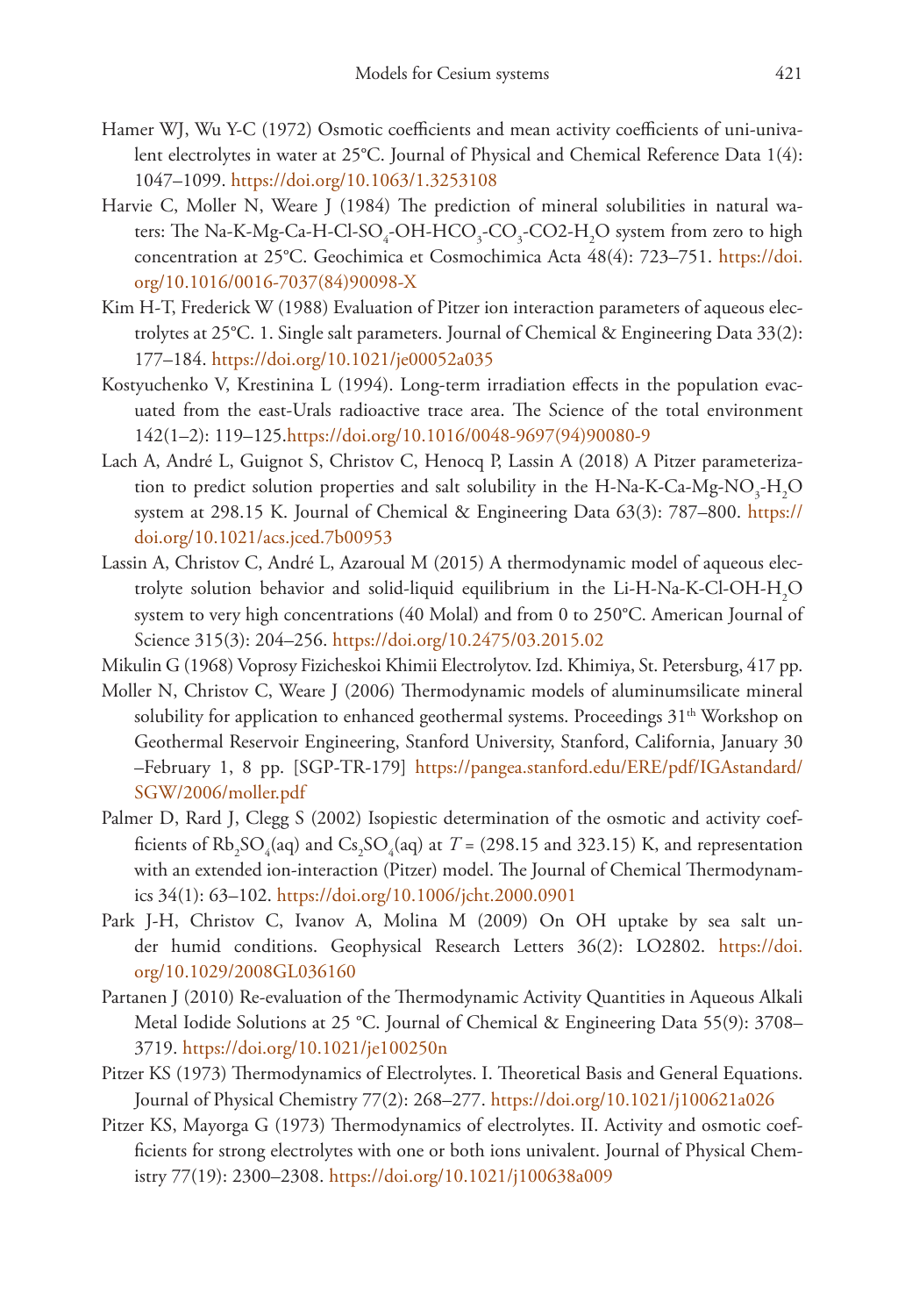Hamer WJ, Wu Y-C (1972) Osmotic coefficients and mean activity coefficients of uni-univalent electrolytes in water at 25°C. Journal of Physical and Chemical Reference Data 1(4): 1047–1099. https://doi.org/10.1063/1.3253108

Harvie C, Moller N, Weare J (1984) The prediction of mineral solubilities in natural waters: The Na-K-Mg-Ca-H-Cl-$SO_4$-OH-$HCO_3$-$CO_3$-CO2-$H_2O$ system from zero to high concentration at 25°C. Geochimica et Cosmochimica Acta 48(4): 723–751. https://doi.org/10.1016/0016-7037(84)90098-X

Kim H-T, Frederick W (1988) Evaluation of Pitzer ion interaction parameters of aqueous electrolytes at 25°C. 1. Single salt parameters. Journal of Chemical & Engineering Data 33(2): 177–184. https://doi.org/10.1021/je00052a035

Kostyuchenko V, Krestinina L (1994). Long-term irradiation effects in the population evacuated from the east-Urals radioactive trace area. The Science of the total environment 142(1–2): 119–125.https://doi.org/10.1016/0048-9697(94)90080-9

Lach A, André L, Guignot S, Christov C, Henocq P, Lassin A (2018) A Pitzer parameterization to predict solution properties and salt solubility in the H-Na-K-Ca-Mg-$NO_3$-$H_2O$ system at 298.15 K. Journal of Chemical & Engineering Data 63(3): 787–800. https://doi.org/10.1021/acs.jced.7b00953

Lassin A, Christov C, André L, Azaroual M (2015) A thermodynamic model of aqueous electrolyte solution behavior and solid-liquid equilibrium in the Li-H-Na-K-Cl-OH-$H_2O$ system to very high concentrations (40 Molal) and from 0 to 250°C. American Journal of Science 315(3): 204–256. https://doi.org/10.2475/03.2015.02

Mikulin G (1968) Voprosy Fizicheskoi Khimii Electrolytov. Izd. Khimiya, St. Petersburg, 417 pp.

Moller N, Christov C, Weare J (2006) Thermodynamic models of aluminumsilicate mineral solubility for application to enhanced geothermal systems. Proceedings 31th Workshop on Geothermal Reservoir Engineering, Stanford University, Stanford, California, January 30 –February 1, 8 pp. [SGP-TR-179] https://pangea.stanford.edu/ERE/pdf/IGAstandard/SGW/2006/moller.pdf

Palmer D, Rard J, Clegg S (2002) Isopiestic determination of the osmotic and activity coefficients of $Rb_2SO_4$(aq) and $Cs_2SO_4$(aq) at $T$ = (298.15 and 323.15) K, and representation with an extended ion-interaction (Pitzer) model. The Journal of Chemical Thermodynamics 34(1): 63–102. https://doi.org/10.1006/jcht.2000.0901

Park J-H, Christov C, Ivanov A, Molina M (2009) On OH uptake by sea salt under humid conditions. Geophysical Research Letters 36(2): LO2802. https://doi.org/10.1029/2008GL036160

Partanen J (2010) Re-evaluation of the Thermodynamic Activity Quantities in Aqueous Alkali Metal Iodide Solutions at 25 °C. Journal of Chemical & Engineering Data 55(9): 3708–3719. https://doi.org/10.1021/je100250n

Pitzer KS (1973) Thermodynamics of Electrolytes. I. Theoretical Basis and General Equations. Journal of Physical Chemistry 77(2): 268–277. https://doi.org/10.1021/j100621a026

Pitzer KS, Mayorga G (1973) Thermodynamics of electrolytes. II. Activity and osmotic coefficients for strong electrolytes with one or both ions univalent. Journal of Physical Chemistry 77(19): 2300–2308. https://doi.org/10.1021/j100638a009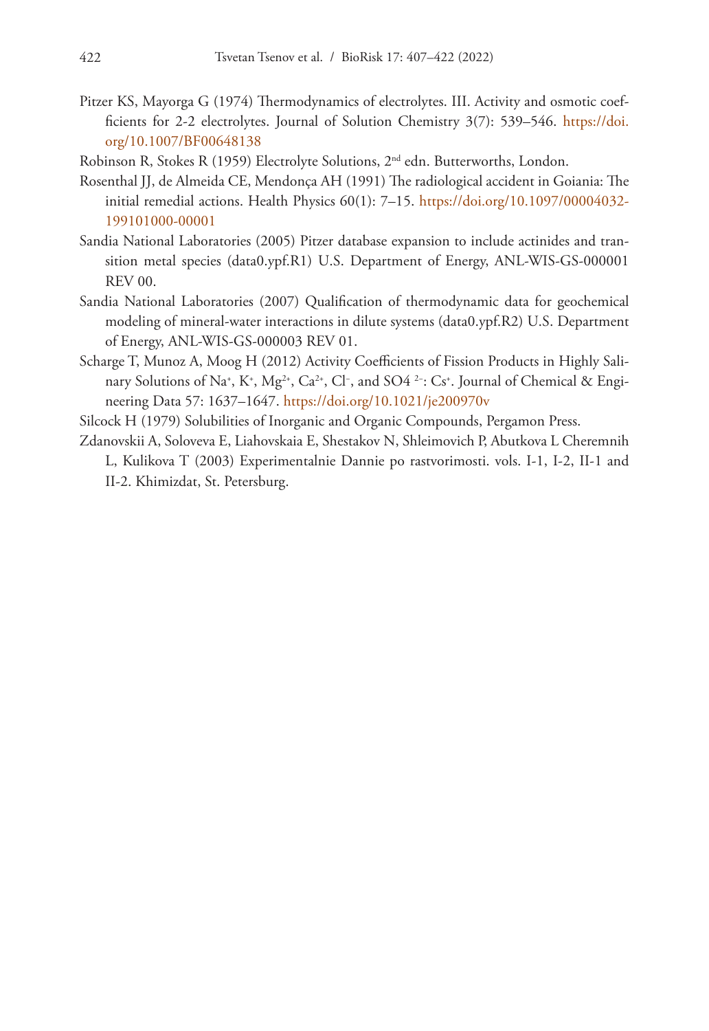Pitzer KS, Mayorga G (1974) Thermodynamics of electrolytes. III. Activity and osmotic coefficients for 2-2 electrolytes. Journal of Solution Chemistry 3(7): 539–546. https://doi.org/10.1007/BF00648138

Robinson R, Stokes R (1959) Electrolyte Solutions, 2nd edn. Butterworths, London.

Rosenthal JJ, de Almeida CE, Mendonça AH (1991) The radiological accident in Goiania: The initial remedial actions. Health Physics 60(1): 7–15. https://doi.org/10.1097/00004032-199101000-00001

Sandia National Laboratories (2005) Pitzer database expansion to include actinides and transition metal species (data0.ypf.R1) U.S. Department of Energy, ANL-WIS-GS-000001 REV 00.

Sandia National Laboratories (2007) Qualification of thermodynamic data for geochemical modeling of mineral-water interactions in dilute systems (data0.ypf.R2) U.S. Department of Energy, ANL-WIS-GS-000003 REV 01.

Scharge T, Munoz A, Moog H (2012) Activity Coefficients of Fission Products in Highly Salinary Solutions of $Na^+$, $K^+$, $Mg^{2+}$, $Ca^{2+}$, $Cl^-$, and $SO4^{2-}$: $Cs^+$. Journal of Chemical & Engineering Data 57: 1637–1647. https://doi.org/10.1021/je200970v

Silcock H (1979) Solubilities of Inorganic and Organic Compounds, Pergamon Press.

Zdanovskii A, Soloveva E, Liahovskaia E, Shestakov N, Shleimovich P, Abutkova L Cheremnih L, Kulikova T (2003) Experimentalnie Dannie po rastvorimosti. vols. I-1, I-2, II-1 and II-2. Khimizdat, St. Petersburg.